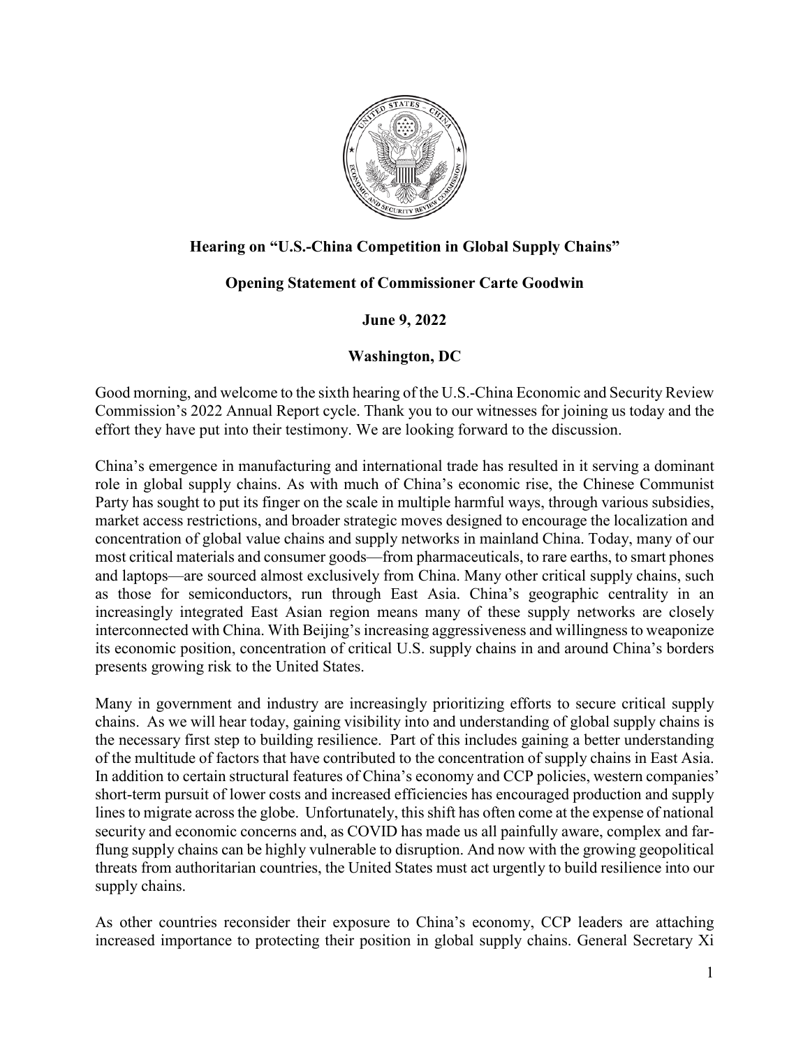**Hearing on "U.S.-China Competition in Global Supply Chains"**

**Opening Statement of Commissioner Carte Goodwin**

**June 9, 2022**

**Washington, DC**

Good morning, and welcome to the sixth hearing of the U.S.-China Economic and Security Review Commission's 2022 Annual Report cycle. Thank you to our witnesses for joining us today and the effort they have put into their testimony. We are looking forward to the discussion.

China's emergence in manufacturing and international trade has resulted in it serving a dominant role in global supply chains. As with much of China's economic rise, the Chinese Communist Party has sought to put its finger on the scale in multiple harmful ways, through various subsidies, market access restrictions, and broader strategic moves designed to encourage the localization and concentration of global value chains and supply networks in mainland China. Today, many of our most critical materials and consumer goods—from pharmaceuticals, to rare earths, to smart phones and laptops—are sourced almost exclusively from China. Many other critical supply chains, such as those for semiconductors, run through East Asia. China's geographic centrality in an increasingly integrated East Asian region means many of these supply networks are closely interconnected with China. With Beijing's increasing aggressiveness and willingness to weaponize its economic position, concentration of critical U.S. supply chains in and around China's borders presents growing risk to the United States.

Many in government and industry are increasingly prioritizing efforts to secure critical supply chains. As we will hear today, gaining visibility into and understanding of global supply chains is the necessary first step to building resilience. Part of this includes gaining a better understanding of the multitude of factors that have contributed to the concentration of supply chains in East Asia. In addition to certain structural features of China's economy and CCP policies, western companies' short-term pursuit of lower costs and increased efficiencies has encouraged production and supply lines to migrate across the globe. Unfortunately, this shift has often come at the expense of national security and economic concerns and, as COVID has made us all painfully aware, complex and far-flung supply chains can be highly vulnerable to disruption. And now with the growing geopolitical threats from authoritarian countries, the United States must act urgently to build resilience into our supply chains.

As other countries reconsider their exposure to China's economy, CCP leaders are attaching increased importance to protecting their position in global supply chains. General Secretary Xi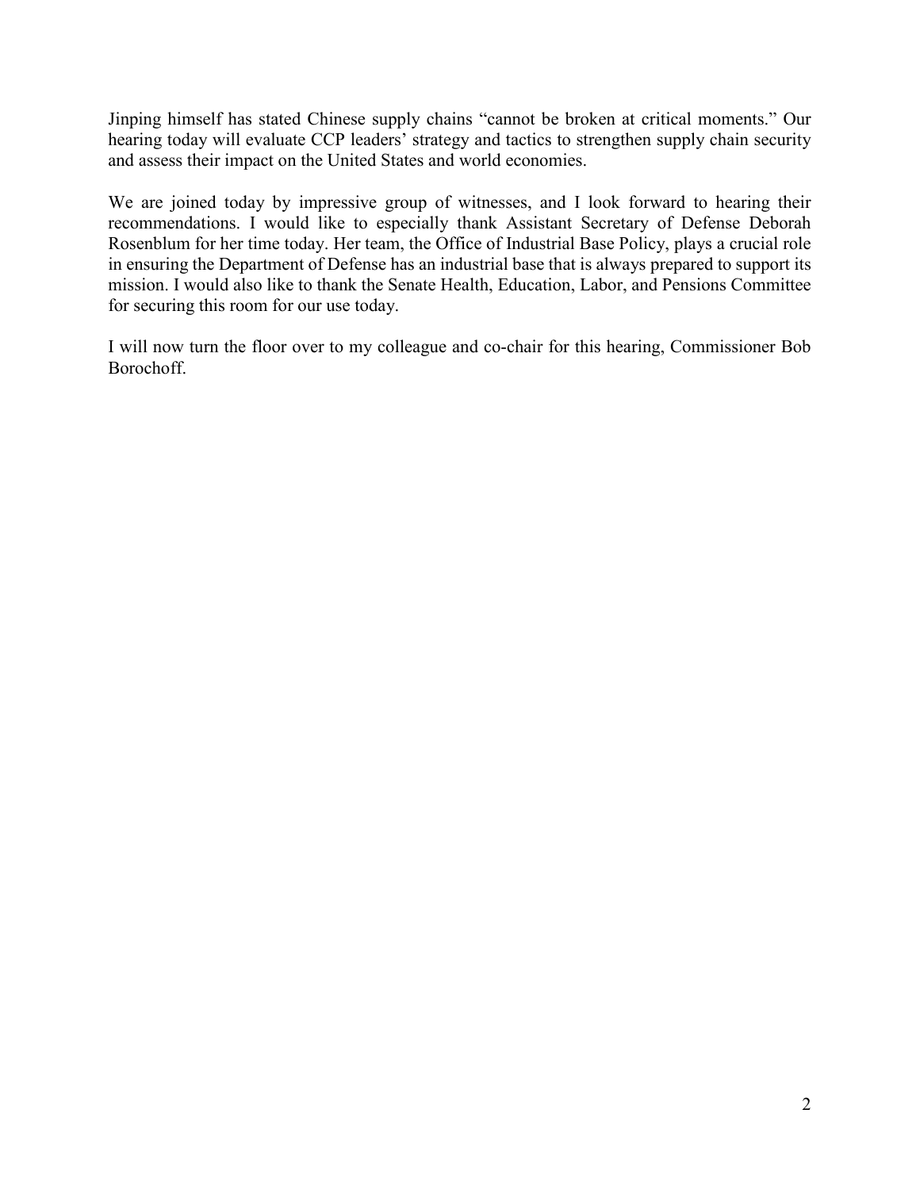Jinping himself has stated Chinese supply chains "cannot be broken at critical moments." Our hearing today will evaluate CCP leaders' strategy and tactics to strengthen supply chain security and assess their impact on the United States and world economies.

We are joined today by impressive group of witnesses, and I look forward to hearing their recommendations. I would like to especially thank Assistant Secretary of Defense Deborah Rosenblum for her time today. Her team, the Office of Industrial Base Policy, plays a crucial role in ensuring the Department of Defense has an industrial base that is always prepared to support its mission. I would also like to thank the Senate Health, Education, Labor, and Pensions Committee for securing this room for our use today.

I will now turn the floor over to my colleague and co-chair for this hearing, Commissioner Bob Borochoff.